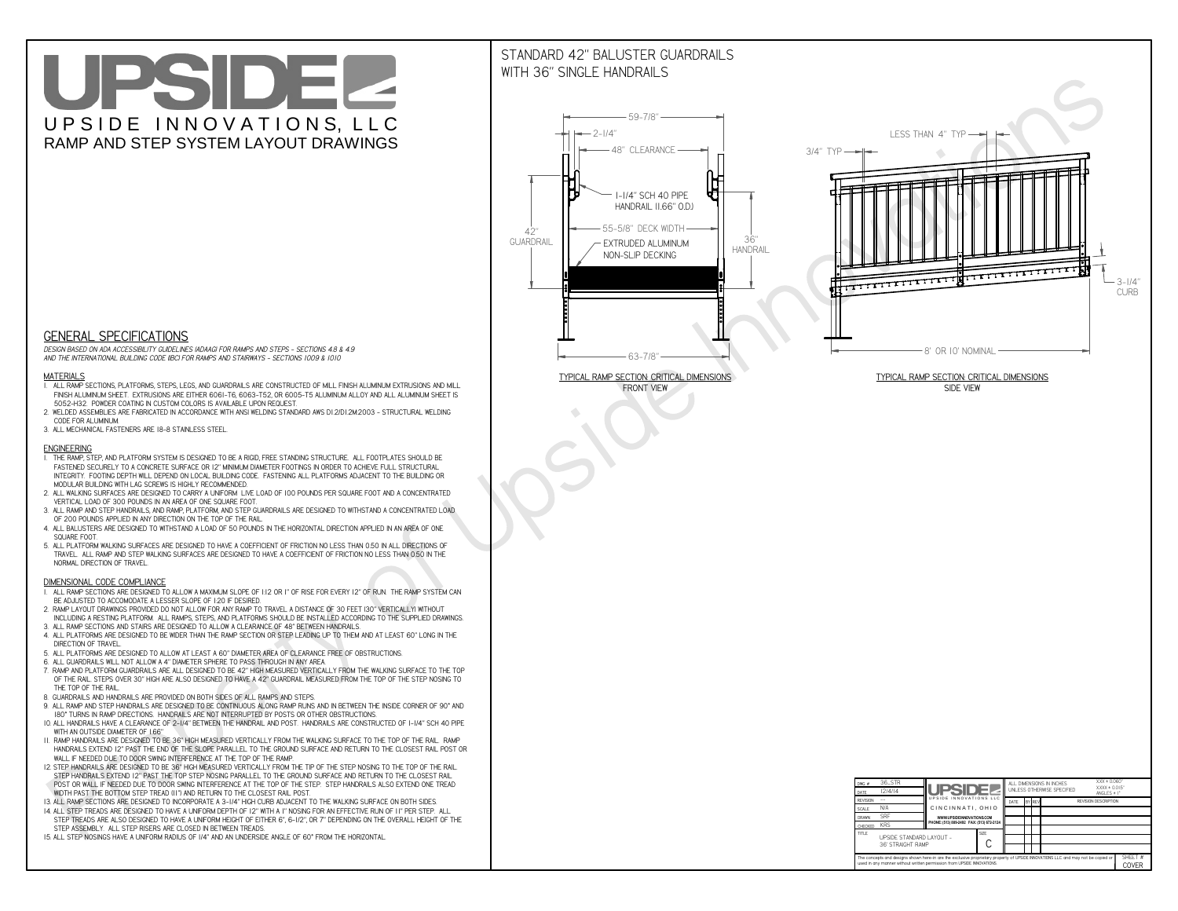# UPSIDE

UPSIDE INNOVATIONS, LLC

RAMP AND STEP SYSTEM LAYOUT DRAWINGS

## STANDARD 42" BALUSTER GUARDRAILS WITH 36" SINGLE HANDRAILS

59-7/8"
2-1/4"
48" CLEARANCE
1-1/4" SCH 40 PIPE HANDRAIL (1.66" O.D.)
55-5/8" DECK WIDTH
42" GUARDRAIL
EXTRUDED ALUMINUM NON-SLIP DECKING
36" HANDRAIL
63-7/8"

TYPICAL RAMP SECTION: CRITICAL DIMENSIONS
FRONT VIEW

LESS THAN 4" TYP
3/4" TYP
3-1/4" CURB
8' OR 10' NOMINAL

TYPICAL RAMP SECTION: CRITICAL DIMENSIONS
SIDE VIEW

## GENERAL SPECIFICATIONS

*DESIGN BASED ON ADA ACCESSIBILITY GUIDELINES (ADAAG) FOR RAMPS AND STEPS - SECTIONS 4.8 & 4.9 AND THE INTERNATIONAL BUILDING CODE (IBC) FOR RAMPS AND STAIRWAYS - SECTIONS 1009 & 1010*

### MATERIALS

1. ALL RAMP SECTIONS, PLATFORMS, STEPS, LEGS, AND GUARDRAILS ARE CONSTRUCTED OF MILL FINISH ALUMINUM EXTRUSIONS AND MILL FINISH ALUMINUM SHEET. EXTRUSIONS ARE EITHER 6061-T6, 6063-T52, OR 6005-T5 ALUMINUM ALLOY AND ALL ALUMINUM SHEET IS 5052-H32. POWDER COATING IN CUSTOM COLORS IS AVAILABLE UPON REQUEST.
2. WELDED ASSEMBLIES ARE FABRICATED IN ACCORDANCE WITH ANSI WELDING STANDARD AWS D1.2/D1.2M:2003 - STRUCTURAL WELDING CODE FOR ALUMINUM.
3. ALL MECHANICAL FASTENERS ARE 18-8 STAINLESS STEEL.

### ENGINEERING

1. THE RAMP, STEP, AND PLATFORM SYSTEM IS DESIGNED TO BE A RIGID, FREE STANDING STRUCTURE. ALL FOOTPLATES SHOULD BE FASTENED SECURELY TO A CONCRETE SURFACE OR 12" MINIMUM DIAMETER FOOTINGS IN ORDER TO ACHIEVE FULL STRUCTURAL INTEGRITY. FOOTING DEPTH WILL DEPEND ON LOCAL BUILDING CODE. FASTENING ALL PLATFORMS ADJACENT TO THE BUILDING OR MODULAR BUILDING WITH LAG SCREWS IS HIGHLY RECOMMENDED.
2. ALL WALKING SURFACES ARE DESIGNED TO CARRY A UNIFORM LIVE LOAD OF 100 POUNDS PER SQUARE FOOT AND A CONCENTRATED VERTICAL LOAD OF 300 POUNDS IN AN AREA OF ONE SQUARE FOOT.
3. ALL RAMP AND STEP HANDRAILS, AND RAMP, PLATFORM, AND STEP GUARDRAILS ARE DESIGNED TO WITHSTAND A CONCENTRATED LOAD OF 200 POUNDS APPLIED IN ANY DIRECTION ON THE TOP OF THE RAIL.
4. ALL BALUSTERS ARE DESIGNED TO WITHSTAND A LOAD OF 50 POUNDS IN THE HORIZONTAL DIRECTION APPLIED IN AN AREA OF ONE SQUARE FOOT.
5. ALL PLATFORM WALKING SURFACES ARE DESIGNED TO HAVE A COEFFICIENT OF FRICTION NO LESS THAN 0.50 IN ALL DIRECTIONS OF TRAVEL. ALL RAMP AND STEP WALKING SURFACES ARE DESIGNED TO HAVE A COEFFICIENT OF FRICTION NO LESS THAN 0.50 IN THE NORMAL DIRECTION OF TRAVEL.

### DIMENSIONAL CODE COMPLIANCE

1. ALL RAMP SECTIONS ARE DESIGNED TO ALLOW A MAXIMUM SLOPE OF 1:12 OR 1" OF RISE FOR EVERY 12" OF RUN. THE RAMP SYSTEM CAN BE ADJUSTED TO ACCOMODATE A LESSER SLOPE OF 1:20 IF DESIRED.
2. RAMP LAYOUT DRAWINGS PROVIDED DO NOT ALLOW FOR ANY RAMP TO TRAVEL A DISTANCE OF 30 FEET (30" VERTICALLY) WITHOUT INCLUDING A RESTING PLATFORM. ALL RAMPS, STEPS, AND PLATFORMS SHOULD BE INSTALLED ACCORDING TO THE SUPPLIED DRAWINGS.
3. ALL RAMP SECTIONS AND STAIRS ARE DESIGNED TO ALLOW A CLEARANCE OF 48" BETWEEN HANDRAILS.
4. ALL PLATFORMS ARE DESIGNED TO BE WIDER THAN THE RAMP SECTION OR STEP LEADING UP TO THEM AND AT LEAST 60" LONG IN THE DIRECTION OF TRAVEL.
5. ALL PLATFORMS ARE DESIGNED TO ALLOW AT LEAST A 60" DIAMETER AREA OF CLEARANCE FREE OF OBSTRUCTIONS.
6. ALL GUARDRAILS WILL NOT ALLOW A 4" DIAMETER SPHERE TO PASS THROUGH IN ANY AREA.
7. RAMP AND PLATFORM GUARDRAILS ARE ALL DESIGNED TO BE 42" HIGH MEASURED VERTICALLY FROM THE WALKING SURFACE TO THE TOP OF THE RAIL. STEPS OVER 30" HIGH ARE ALSO DESIGNED TO HAVE A 42" GUARDRAIL MEASURED FROM THE TOP OF THE STEP NOSING TO THE TOP OF THE RAIL.
8. GUARDRAILS AND HANDRAILS ARE PROVIDED ON BOTH SIDES OF ALL RAMPS AND STEPS.
9. ALL RAMP AND STEP HANDRAILS ARE DESIGNED TO BE CONTINUOUS ALONG RAMP RUNS AND IN BETWEEN THE INSIDE CORNER OF 90° AND 180° TURNS IN RAMP DIRECTIONS. HANDRAILS ARE NOT INTERRUPTED BY POSTS OR OTHER OBSTRUCTIONS.
10. ALL HANDRAILS HAVE A CLEARANCE OF 2-1/4" BETWEEN THE HANDRAIL AND POST. HANDRAILS ARE CONSTRUCTED OF 1-1/4" SCH 40 PIPE WITH AN OUTSIDE DIAMETER OF 1.66"
11. RAMP HANDRAILS ARE DESIGNED TO BE 36" HIGH MEASURED VERTICALLY FROM THE WALKING SURFACE TO THE TOP OF THE RAIL. RAMP HANDRAILS EXTEND 12" PAST THE END OF THE SLOPE PARALLEL TO THE GROUND SURFACE AND RETURN TO THE CLOSEST RAIL POST OR WALL IF NEEDED DUE TO DOOR SWING INTERFERENCE AT THE TOP OF THE RAMP.
12. STEP HANDRAILS ARE DESIGNED TO BE 36" HIGH MEASURED VERTICALLY FROM THE TIP OF THE STEP NOSING TO THE TOP OF THE RAIL. STEP HANDRAILS EXTEND 12" PAST THE TOP STEP NOSING PARALLEL TO THE GROUND SURFACE AND RETURN TO THE CLOSEST RAIL POST OR WALL IF NEEDED DUE TO DOOR SWING INTERFERENCE AT THE TOP OF THE STEP. STEP HANDRAILS ALSO EXTEND ONE TREAD WIDTH PAST THE BOTTOM STEP TREAD (11") AND RETURN TO THE CLOSEST RAIL POST.
13. ALL RAMP SECTIONS ARE DESIGNED TO INCORPORATE A 3-1/4" HIGH CURB ADJACENT TO THE WALKING SURFACE ON BOTH SIDES.
14. ALL STEP TREADS ARE DESIGNED TO HAVE A UNIFORM DEPTH OF 12" WITH A 1" NOSING FOR AN EFFECTIVE RUN OF 11" PER STEP. ALL STEP TREADS ARE ALSO DESIGNED TO HAVE A UNIFORM HEIGHT OF EITHER 6", 6-1/2", OR 7" DEPENDING ON THE OVERALL HEIGHT OF THE STEP ASSEMBLY. ALL STEP RISERS ARE CLOSED IN BETWEEN TREADS.
15. ALL STEP NOSINGS HAVE A UNIFORM RADIUS OF 1/4" AND AN UNDERSIDE ANGLE OF 60° FROM THE HORIZONTAL.

| DWG # | 36_STR |
|---|---|
| DATE | 12/4/14 |
| REVISION | --- |
| SCALE | N/A |
| DRAWN | SRF |
| CHECKED | KRS |
| TITLE | UPSIDE STANDARD LAYOUT - 36' STRAIGHT RAMP |
| SIZE | C |

UPSIDE INNOVATIONS LLC
CINCINNATI, OHIO
WWW.UPSIDEINNOVATIONS.COM
PHONE: (513) 889-2492 FAX: (513) 672-2124

ALL DIMENSIONS IN INCHES UNLESS OTHERWISE SPECIFIED
XXX ± 0.060"
XXXX ± 0.015"
ANGLES ± 1°

| DATE | BY | REV | REVISION DESCRIPTION |
|---|---|---|---|

The concepts and designs shown here-in are the exclusive proprietary property of UPSIDE INNOVATIONS LLC. and may not be copied or used in any manner without written permission from UPSIDE INNOVATIONS.

SHEET # COVER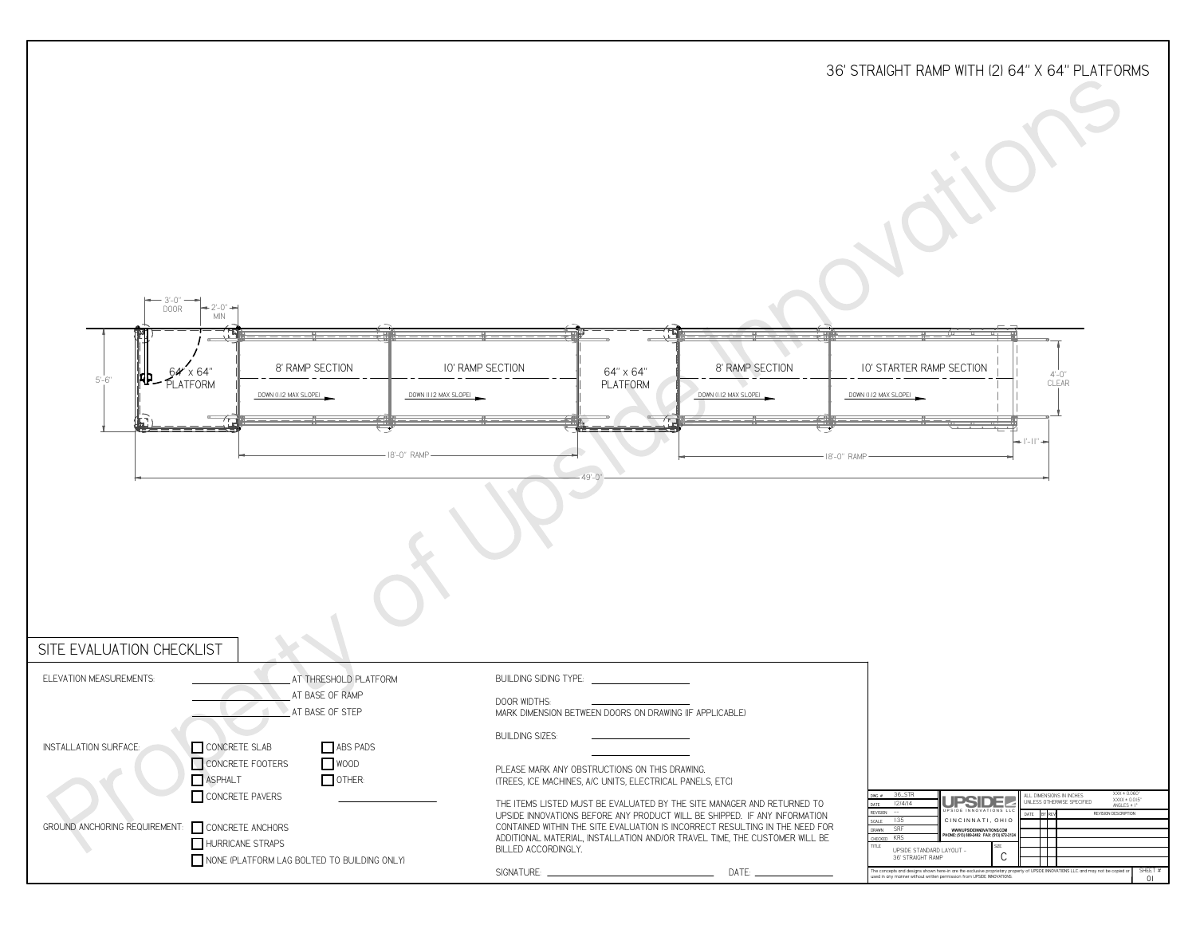# 36' STRAIGHT RAMP WITH (2) 64" X 64" PLATFORMS

3'-0" DOOR
2'-0" MIN
5'-6"
64" x 64" PLATFORM
8' RAMP SECTION
DOWN (1:12 MAX SLOPE)
10' RAMP SECTION
DOWN (1:12 MAX SLOPE)
64" x 64" PLATFORM
8' RAMP SECTION
DOWN (1:12 MAX SLOPE)
10' STARTER RAMP SECTION
DOWN (1:12 MAX SLOPE)
4'-0" CLEAR
1'-11"
18'-0" RAMP
18'-0" RAMP
49'-0"

## SITE EVALUATION CHECKLIST

ELEVATION MEASUREMENTS:
- ______________ AT THRESHOLD PLATFORM
- ______________ AT BASE OF RAMP
- ______________ AT BASE OF STEP

INSTALLATION SURFACE:
- ☐ CONCRETE SLAB
- ☐ CONCRETE FOOTERS
- ☐ ASPHALT
- ☐ CONCRETE PAVERS
- ☐ ABS PADS
- ☐ WOOD
- ☐ OTHER ______________

GROUND ANCHORING REQUIREMENT:
- ☐ CONCRETE ANCHORS
- ☐ HURRICANE STRAPS
- ☐ NONE (PLATFORM LAG BOLTED TO BUILDING ONLY)

BUILDING SIDING TYPE: ______________

DOOR WIDTHS: ______________
MARK DIMENSION BETWEEN DOORS ON DRAWING (IF APPLICABLE)

BUILDING SIZES: ______________
______________

PLEASE MARK ANY OBSTRUCTIONS ON THIS DRAWING.
(TREES, ICE MACHINES, A/C UNITS, ELECTRICAL PANELS, ETC)

THE ITEMS LISTED MUST BE EVALUATED BY THE SITE MANAGER AND RETURNED TO UPSIDE INNOVATIONS BEFORE ANY PRODUCT WILL BE SHIPPED. IF ANY INFORMATION CONTAINED WITHIN THE SITE EVALUATION IS INCORRECT RESULTING IN THE NEED FOR ADDITIONAL MATERIAL, INSTALLATION AND/OR TRAVEL TIME, THE CUSTOMER WILL BE BILLED ACCORDINGLY.

SIGNATURE: ______________________ DATE: ______________

| | | | |
|---|---|---|---|
| DWG #: 36_STR | UPSIDE INNOVATIONS LLC | ALL DIMENSIONS IN INCHES UNLESS OTHERWISE SPECIFIED | X.XX ± 0.060" X.XXX ± 0.015" ANGLES ± 1° |
| DATE: 12/4/14 | CINCINNATI, OHIO | | |
| REVISION: --- | WWW.UPSIDEINNOVATIONS.COM | | |
| SCALE: 1:35 | PHONE: (513) 889-2492 FAX: (513) 672-2124 | | |
| DRAWN: SRF | | | |
| CHECKED: KRS | | | |
| TITLE: UPSIDE STANDARD LAYOUT - 36' STRAIGHT RAMP | SIZE: C | | |

| DATE | BY | REV | REVISION DESCRIPTION |
|---|---|---|---|
| | | | |

The concepts and designs shown here-in are the exclusive proprietary property of UPSIDE INNOVATIONS LLC and may not be copied or used in any manner without written permission from UPSIDE INNOVATIONS.

SHEET # 01